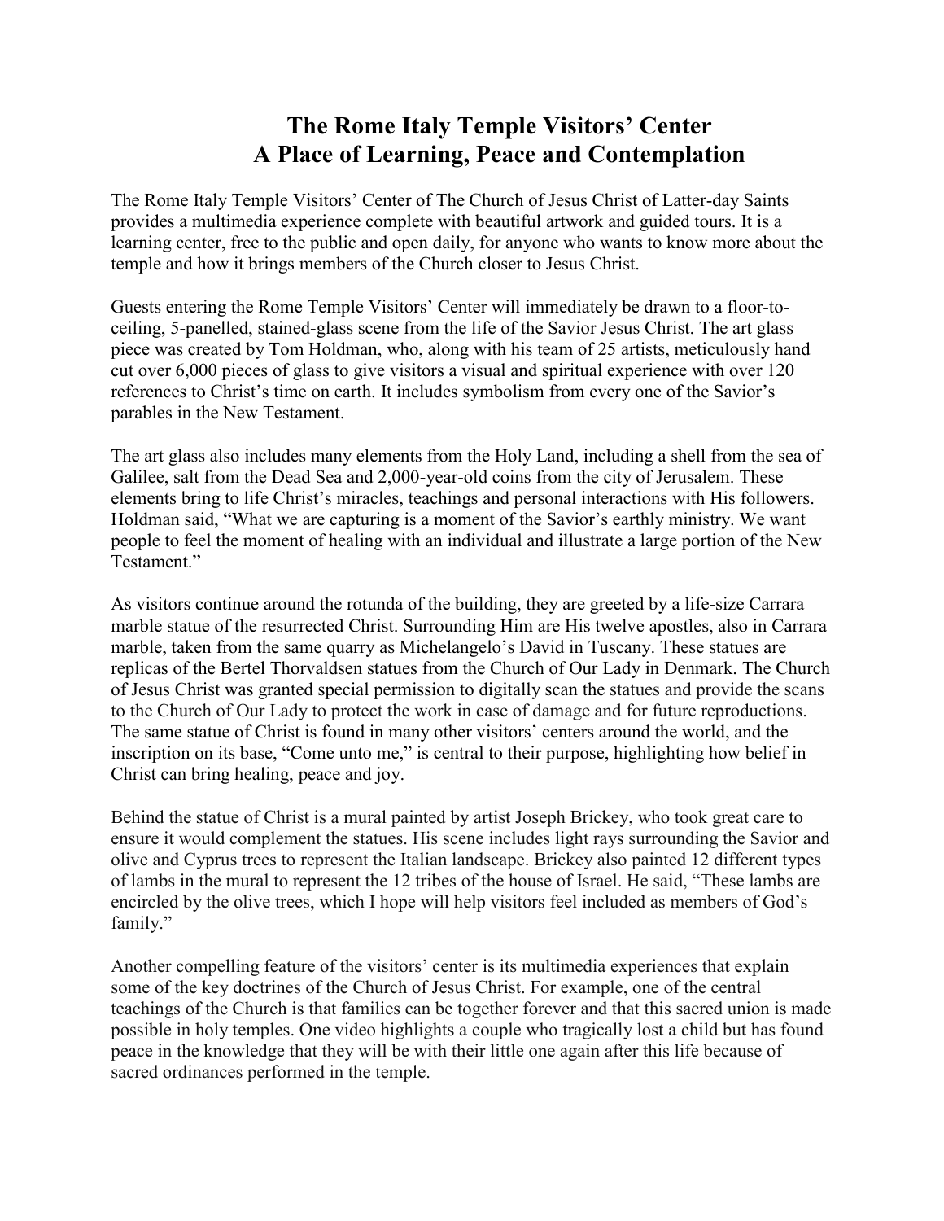# The Rome Italy Temple Visitors' Center
# A Place of Learning, Peace and Contemplation

The Rome Italy Temple Visitors' Center of The Church of Jesus Christ of Latter-day Saints provides a multimedia experience complete with beautiful artwork and guided tours. It is a learning center, free to the public and open daily, for anyone who wants to know more about the temple and how it brings members of the Church closer to Jesus Christ.

Guests entering the Rome Temple Visitors' Center will immediately be drawn to a floor-to-ceiling, 5-panelled, stained-glass scene from the life of the Savior Jesus Christ. The art glass piece was created by Tom Holdman, who, along with his team of 25 artists, meticulously hand cut over 6,000 pieces of glass to give visitors a visual and spiritual experience with over 120 references to Christ's time on earth. It includes symbolism from every one of the Savior's parables in the New Testament.

The art glass also includes many elements from the Holy Land, including a shell from the sea of Galilee, salt from the Dead Sea and 2,000-year-old coins from the city of Jerusalem. These elements bring to life Christ's miracles, teachings and personal interactions with His followers. Holdman said, "What we are capturing is a moment of the Savior's earthly ministry. We want people to feel the moment of healing with an individual and illustrate a large portion of the New Testament."

As visitors continue around the rotunda of the building, they are greeted by a life-size Carrara marble statue of the resurrected Christ. Surrounding Him are His twelve apostles, also in Carrara marble, taken from the same quarry as Michelangelo's David in Tuscany. These statues are replicas of the Bertel Thorvaldsen statues from the Church of Our Lady in Denmark. The Church of Jesus Christ was granted special permission to digitally scan the statues and provide the scans to the Church of Our Lady to protect the work in case of damage and for future reproductions. The same statue of Christ is found in many other visitors' centers around the world, and the inscription on its base, "Come unto me," is central to their purpose, highlighting how belief in Christ can bring healing, peace and joy.

Behind the statue of Christ is a mural painted by artist Joseph Brickey, who took great care to ensure it would complement the statues. His scene includes light rays surrounding the Savior and olive and Cyprus trees to represent the Italian landscape. Brickey also painted 12 different types of lambs in the mural to represent the 12 tribes of the house of Israel. He said, "These lambs are encircled by the olive trees, which I hope will help visitors feel included as members of God's family."

Another compelling feature of the visitors' center is its multimedia experiences that explain some of the key doctrines of the Church of Jesus Christ. For example, one of the central teachings of the Church is that families can be together forever and that this sacred union is made possible in holy temples. One video highlights a couple who tragically lost a child but has found peace in the knowledge that they will be with their little one again after this life because of sacred ordinances performed in the temple.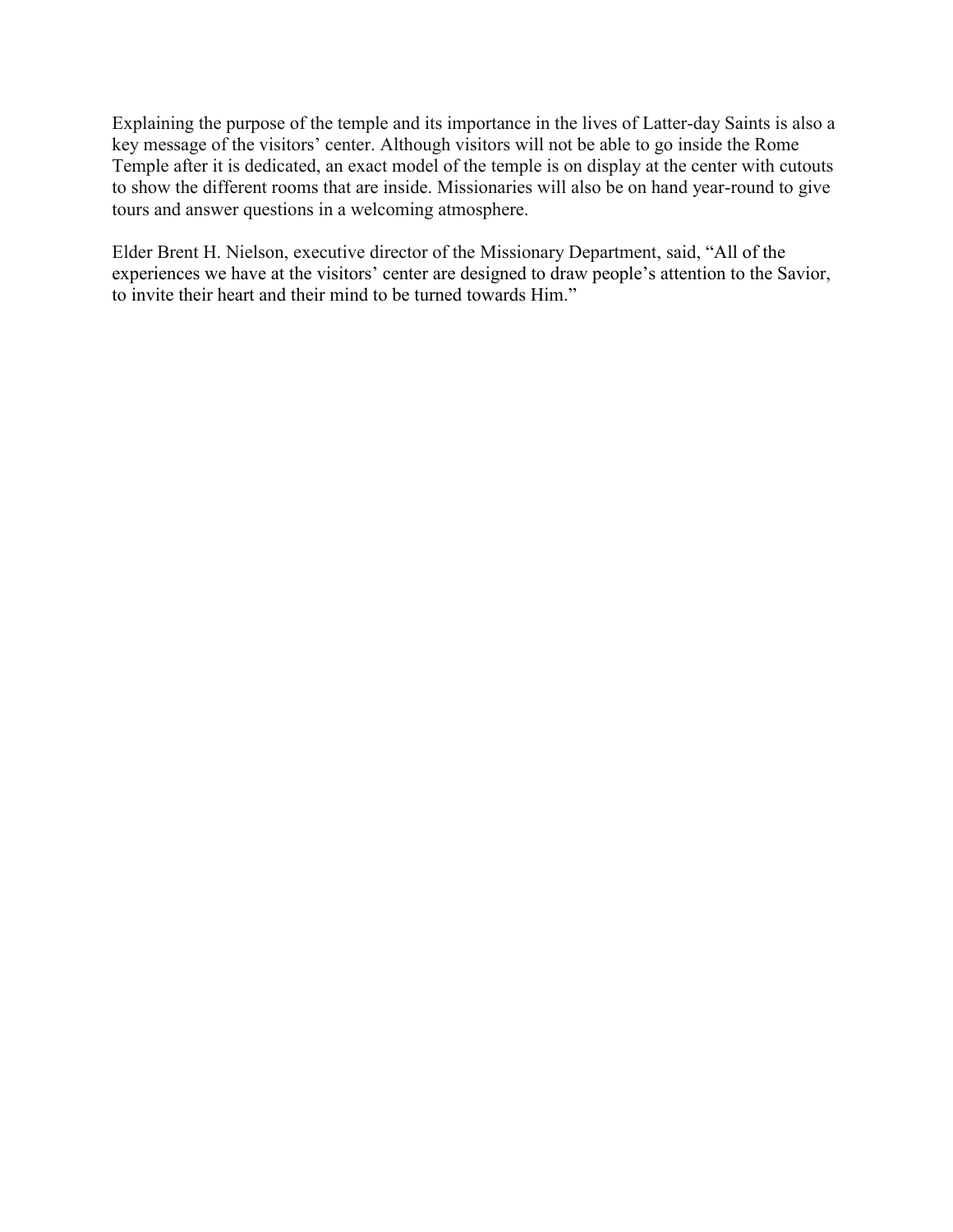Explaining the purpose of the temple and its importance in the lives of Latter-day Saints is also a key message of the visitors' center. Although visitors will not be able to go inside the Rome Temple after it is dedicated, an exact model of the temple is on display at the center with cutouts to show the different rooms that are inside. Missionaries will also be on hand year-round to give tours and answer questions in a welcoming atmosphere.

Elder Brent H. Nielson, executive director of the Missionary Department, said, "All of the experiences we have at the visitors' center are designed to draw people's attention to the Savior, to invite their heart and their mind to be turned towards Him."